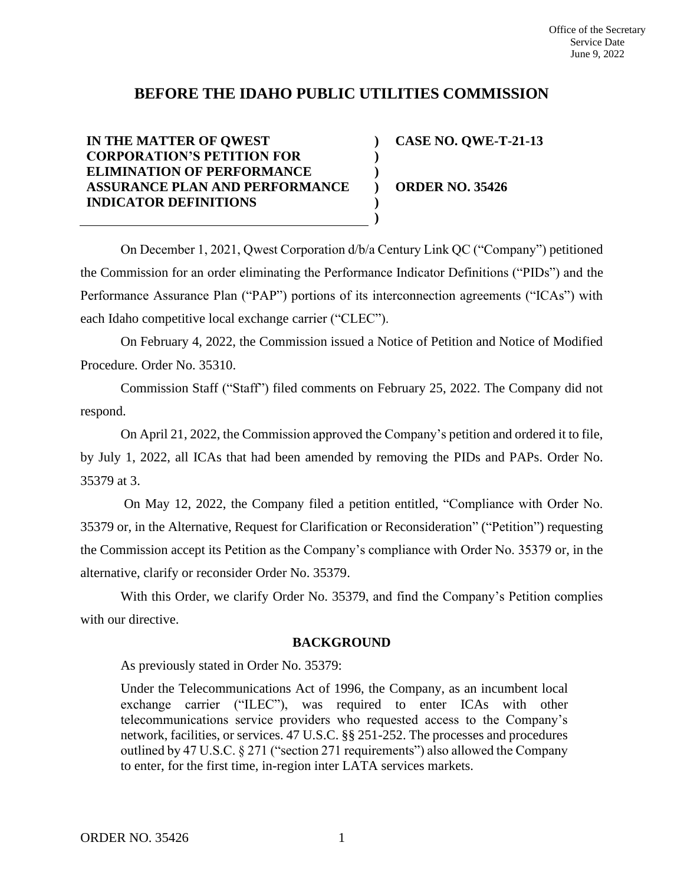Office of the Secretary
Service Date
June 9, 2022

# BEFORE THE IDAHO PUBLIC UTILITIES COMMISSION

| IN THE MATTER OF QWEST CORPORATION'S PETITION FOR ELIMINATION OF PERFORMANCE ASSURANCE PLAN AND PERFORMANCE INDICATOR DEFINITIONS | ) | CASE NO. QWE-T-21-13<br><br>ORDER NO. 35426 |
|---|---|---|

On December 1, 2021, Qwest Corporation d/b/a Century Link QC ("Company") petitioned the Commission for an order eliminating the Performance Indicator Definitions ("PIDs") and the Performance Assurance Plan ("PAP") portions of its interconnection agreements ("ICAs") with each Idaho competitive local exchange carrier ("CLEC").

On February 4, 2022, the Commission issued a Notice of Petition and Notice of Modified Procedure. Order No. 35310.

Commission Staff ("Staff") filed comments on February 25, 2022. The Company did not respond.

On April 21, 2022, the Commission approved the Company's petition and ordered it to file, by July 1, 2022, all ICAs that had been amended by removing the PIDs and PAPs. Order No. 35379 at 3.

On May 12, 2022, the Company filed a petition entitled, "Compliance with Order No. 35379 or, in the Alternative, Request for Clarification or Reconsideration" ("Petition") requesting the Commission accept its Petition as the Company's compliance with Order No. 35379 or, in the alternative, clarify or reconsider Order No. 35379.

With this Order, we clarify Order No. 35379, and find the Company's Petition complies with our directive.

## BACKGROUND

As previously stated in Order No. 35379:

> Under the Telecommunications Act of 1996, the Company, as an incumbent local exchange carrier ("ILEC"), was required to enter ICAs with other telecommunications service providers who requested access to the Company's network, facilities, or services. 47 U.S.C. §§ 251-252. The processes and procedures outlined by 47 U.S.C. § 271 ("section 271 requirements") also allowed the Company to enter, for the first time, in-region inter LATA services markets.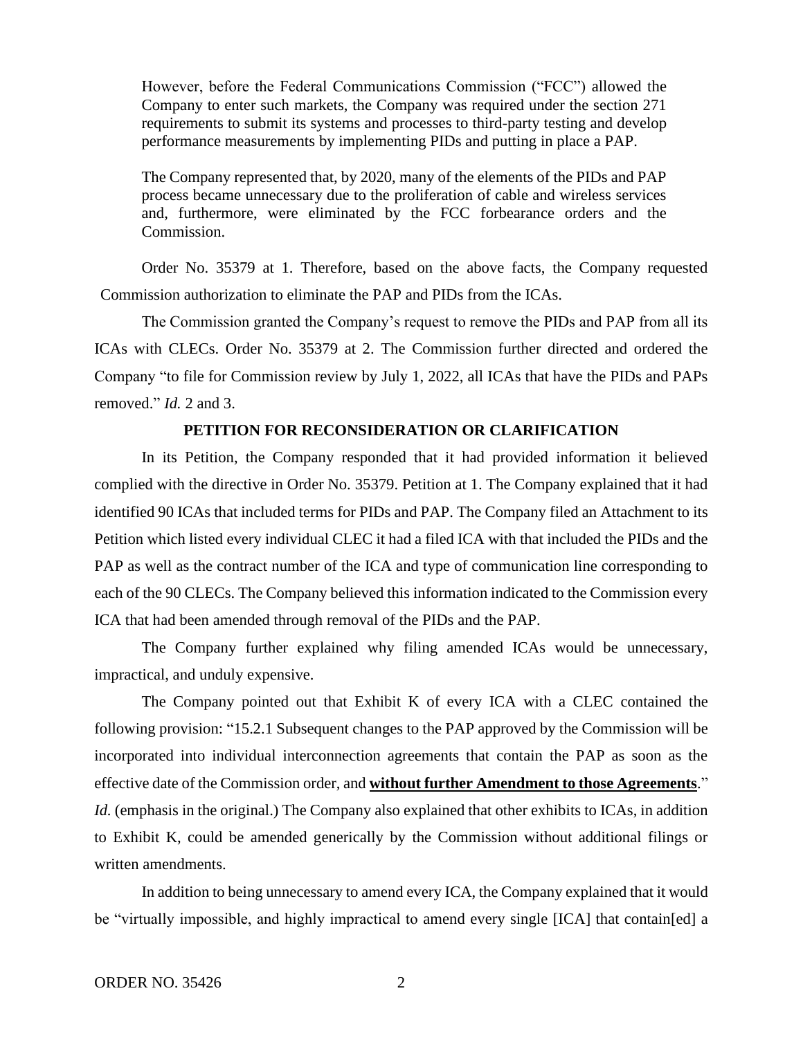> However, before the Federal Communications Commission ("FCC") allowed the Company to enter such markets, the Company was required under the section 271 requirements to submit its systems and processes to third-party testing and develop performance measurements by implementing PIDs and putting in place a PAP.
>
> The Company represented that, by 2020, many of the elements of the PIDs and PAP process became unnecessary due to the proliferation of cable and wireless services and, furthermore, were eliminated by the FCC forbearance orders and the Commission.

Order No. 35379 at 1. Therefore, based on the above facts, the Company requested Commission authorization to eliminate the PAP and PIDs from the ICAs.

The Commission granted the Company's request to remove the PIDs and PAP from all its ICAs with CLECs. Order No. 35379 at 2. The Commission further directed and ordered the Company "to file for Commission review by July 1, 2022, all ICAs that have the PIDs and PAPs removed." *Id.* 2 and 3.

**PETITION FOR RECONSIDERATION OR CLARIFICATION**

In its Petition, the Company responded that it had provided information it believed complied with the directive in Order No. 35379. Petition at 1. The Company explained that it had identified 90 ICAs that included terms for PIDs and PAP. The Company filed an Attachment to its Petition which listed every individual CLEC it had a filed ICA with that included the PIDs and the PAP as well as the contract number of the ICA and type of communication line corresponding to each of the 90 CLECs. The Company believed this information indicated to the Commission every ICA that had been amended through removal of the PIDs and the PAP.

The Company further explained why filing amended ICAs would be unnecessary, impractical, and unduly expensive.

The Company pointed out that Exhibit K of every ICA with a CLEC contained the following provision: "15.2.1 Subsequent changes to the PAP approved by the Commission will be incorporated into individual interconnection agreements that contain the PAP as soon as the effective date of the Commission order, and **without further Amendment to those Agreements**." *Id.* (emphasis in the original.) The Company also explained that other exhibits to ICAs, in addition to Exhibit K, could be amended generically by the Commission without additional filings or written amendments.

In addition to being unnecessary to amend every ICA, the Company explained that it would be "virtually impossible, and highly impractical to amend every single [ICA] that contain[ed] a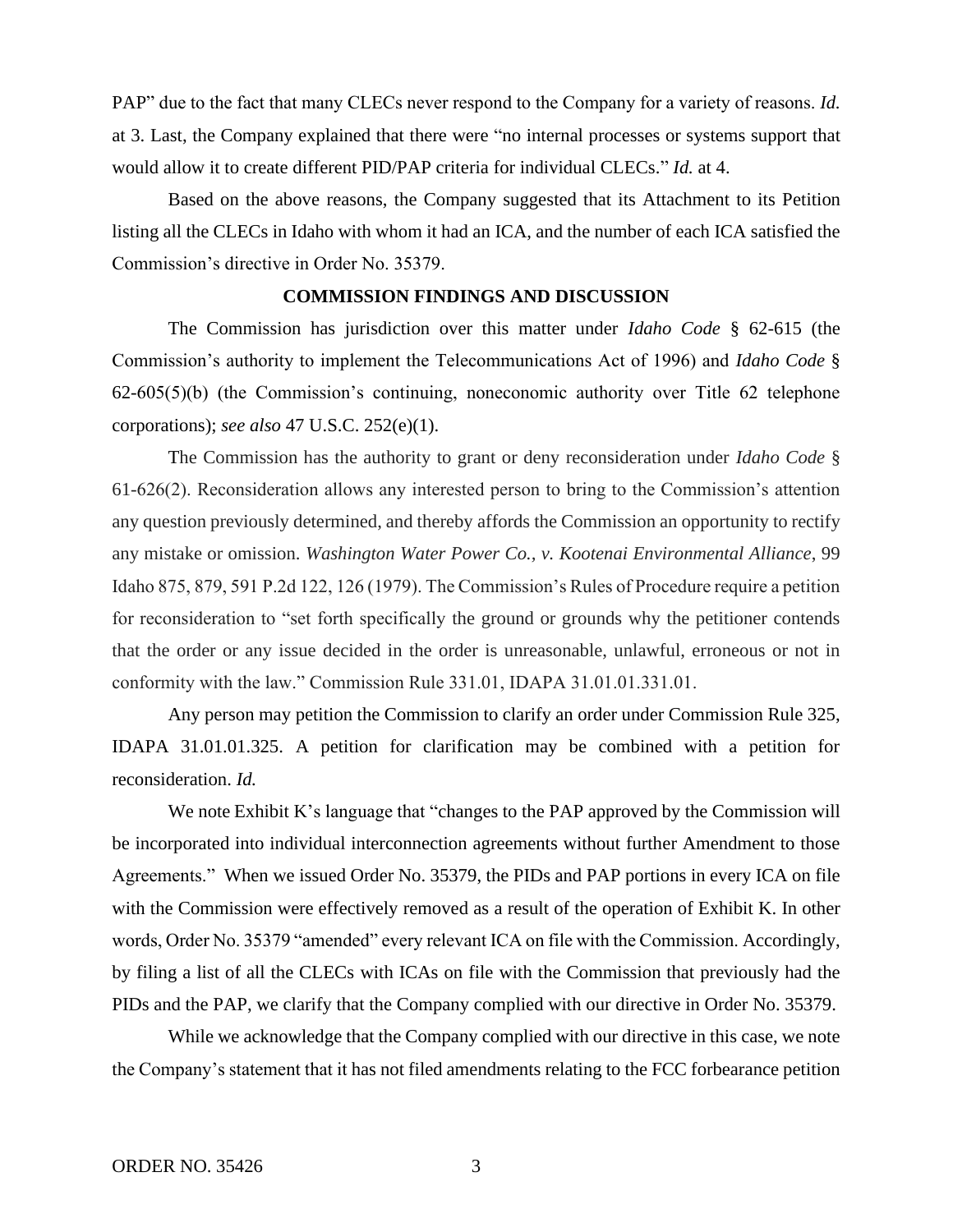PAP" due to the fact that many CLECs never respond to the Company for a variety of reasons. *Id.* at 3. Last, the Company explained that there were "no internal processes or systems support that would allow it to create different PID/PAP criteria for individual CLECs." *Id.* at 4.

Based on the above reasons, the Company suggested that its Attachment to its Petition listing all the CLECs in Idaho with whom it had an ICA, and the number of each ICA satisfied the Commission's directive in Order No. 35379.

## COMMISSION FINDINGS AND DISCUSSION

The Commission has jurisdiction over this matter under *Idaho Code* § 62-615 (the Commission's authority to implement the Telecommunications Act of 1996) and *Idaho Code* § 62-605(5)(b) (the Commission's continuing, noneconomic authority over Title 62 telephone corporations); *see also* 47 U.S.C. 252(e)(1).

The Commission has the authority to grant or deny reconsideration under *Idaho Code* § 61-626(2). Reconsideration allows any interested person to bring to the Commission's attention any question previously determined, and thereby affords the Commission an opportunity to rectify any mistake or omission. *Washington Water Power Co., v. Kootenai Environmental Alliance*, 99 Idaho 875, 879, 591 P.2d 122, 126 (1979). The Commission's Rules of Procedure require a petition for reconsideration to "set forth specifically the ground or grounds why the petitioner contends that the order or any issue decided in the order is unreasonable, unlawful, erroneous or not in conformity with the law." Commission Rule 331.01, IDAPA 31.01.01.331.01.

Any person may petition the Commission to clarify an order under Commission Rule 325, IDAPA 31.01.01.325. A petition for clarification may be combined with a petition for reconsideration. *Id.*

We note Exhibit K's language that "changes to the PAP approved by the Commission will be incorporated into individual interconnection agreements without further Amendment to those Agreements." When we issued Order No. 35379, the PIDs and PAP portions in every ICA on file with the Commission were effectively removed as a result of the operation of Exhibit K. In other words, Order No. 35379 "amended" every relevant ICA on file with the Commission. Accordingly, by filing a list of all the CLECs with ICAs on file with the Commission that previously had the PIDs and the PAP, we clarify that the Company complied with our directive in Order No. 35379.

While we acknowledge that the Company complied with our directive in this case, we note the Company's statement that it has not filed amendments relating to the FCC forbearance petition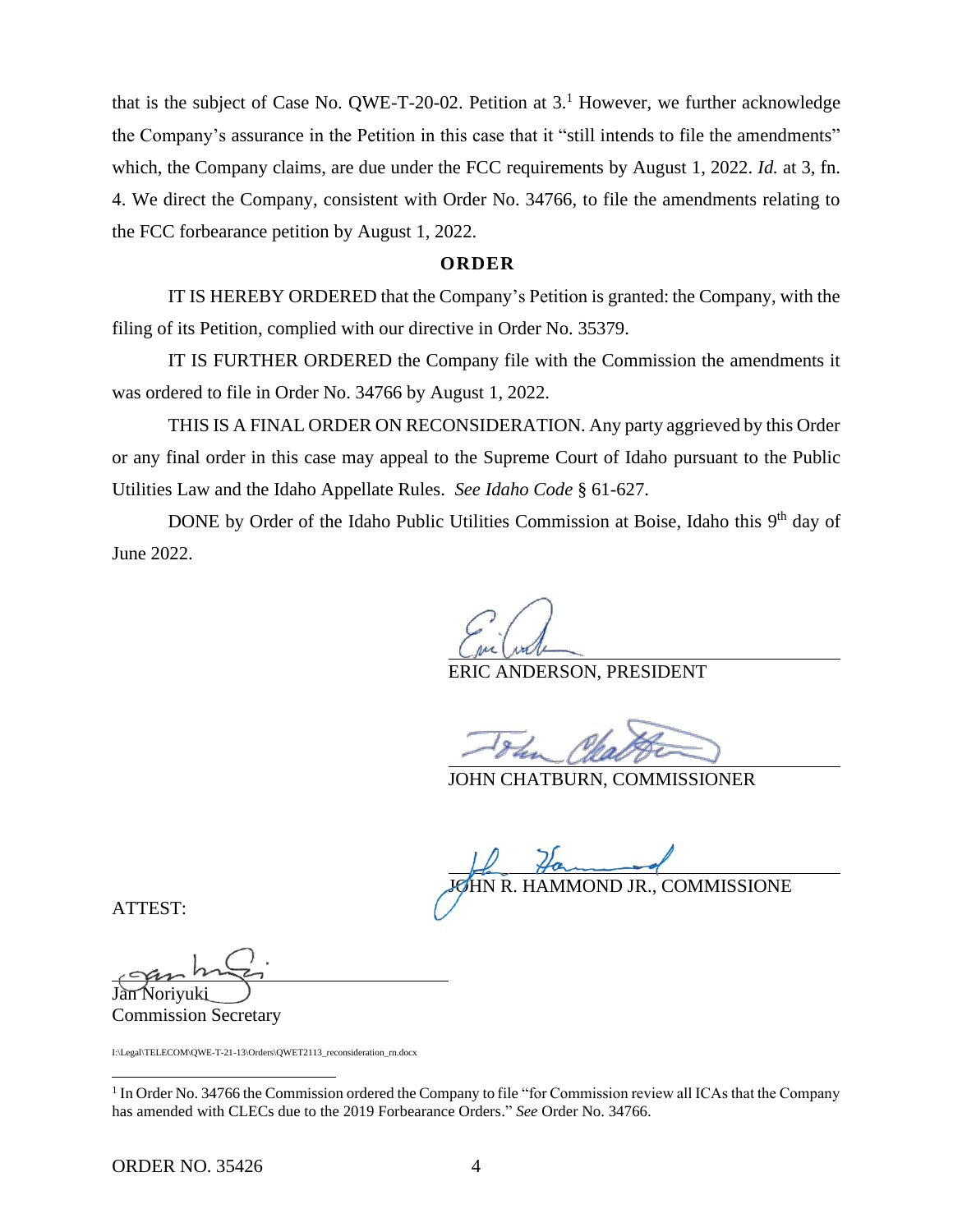that is the subject of Case No. QWE-T-20-02. Petition at 3.[1] However, we further acknowledge the Company's assurance in the Petition in this case that it "still intends to file the amendments" which, the Company claims, are due under the FCC requirements by August 1, 2022. *Id.* at 3, fn. 4. We direct the Company, consistent with Order No. 34766, to file the amendments relating to the FCC forbearance petition by August 1, 2022.

## ORDER

IT IS HEREBY ORDERED that the Company's Petition is granted: the Company, with the filing of its Petition, complied with our directive in Order No. 35379.

IT IS FURTHER ORDERED the Company file with the Commission the amendments it was ordered to file in Order No. 34766 by August 1, 2022.

THIS IS A FINAL ORDER ON RECONSIDERATION. Any party aggrieved by this Order or any final order in this case may appeal to the Supreme Court of Idaho pursuant to the Public Utilities Law and the Idaho Appellate Rules. *See Idaho Code* § 61-627.

DONE by Order of the Idaho Public Utilities Commission at Boise, Idaho this 9th day of June 2022.

ERIC ANDERSON, PRESIDENT

JOHN CHATBURN, COMMISSIONER

JOHN R. HAMMOND JR., COMMISSIONE

ATTEST:

Jan Noriyuki
Commission Secretary

I:\Legal\TELECOM\QWE-T-21-13\Orders\QWET2113_reconsideration_rn.docx

[1] In Order No. 34766 the Commission ordered the Company to file "for Commission review all ICAs that the Company has amended with CLECs due to the 2019 Forbearance Orders." *See* Order No. 34766.

ORDER NO. 35426